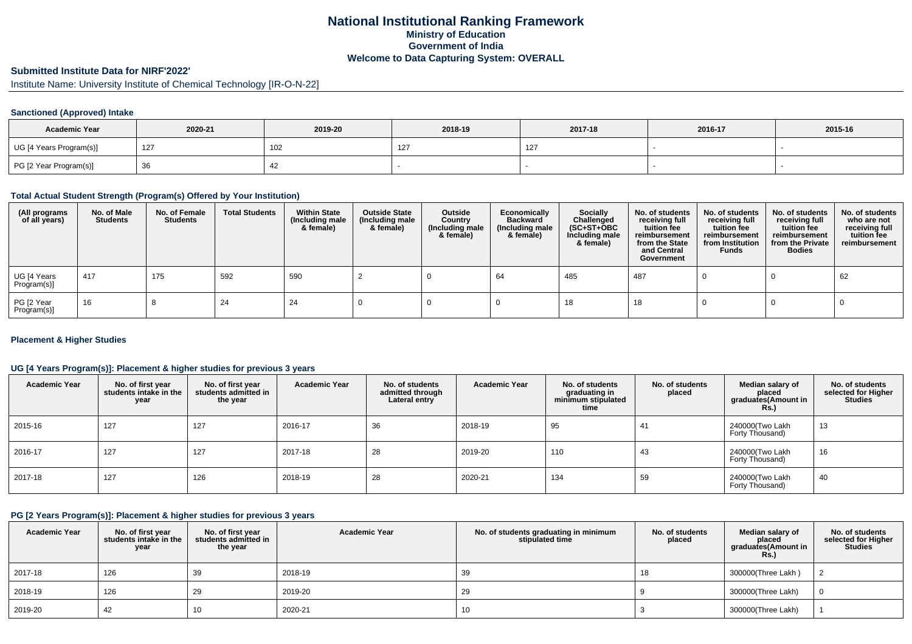# National Institutional Ranking Framework

**Ministry of Education**
**Government of India**
**Welcome to Data Capturing System: OVERALL**

## Submitted Institute Data for NIRF'2022'

Institute Name: University Institute of Chemical Technology [IR-O-N-22]

### Sanctioned (Approved) Intake

| Academic Year | 2020-21 | 2019-20 | 2018-19 | 2017-18 | 2016-17 | 2015-16 |
|---|---|---|---|---|---|---|
| UG [4 Years Program(s)] | 127 | 102 | 127 | 127 | - | - |
| PG [2 Year Program(s)] | 36 | 42 | - | - | - | - |

### Total Actual Student Strength (Program(s) Offered by Your Institution)

| (All programs of all years) | No. of Male Students | No. of Female Students | Total Students | Within State (Including male & female) | Outside State (Including male & female) | Outside Country (Including male & female) | Economically Backward (Including male & female) | Socially Challenged (SC+ST+OBC Including male & female) | No. of students receiving full tuition fee reimbursement from the State and Central Government | No. of students receiving full tuition fee reimbursement from Institution Funds | No. of students receiving full tuition fee reimbursement from the Private Bodies | No. of students who are not receiving full tuition fee reimbursement |
|---|---|---|---|---|---|---|---|---|---|---|---|---|
| UG [4 Years Program(s)] | 417 | 175 | 592 | 590 | 2 | 0 | 64 | 485 | 487 | 0 | 0 | 62 |
| PG [2 Year Program(s)] | 16 | 8 | 24 | 24 | 0 | 0 | 0 | 18 | 18 | 0 | 0 | 0 |

### Placement & Higher Studies

### UG [4 Years Program(s)]: Placement & higher studies for previous 3 years

| Academic Year | No. of first year students intake in the year | No. of first year students admitted in the year | Academic Year | No. of students admitted through Lateral entry | Academic Year | No. of students graduating in minimum stipulated time | No. of students placed | Median salary of placed graduates(Amount in Rs.) | No. of students selected for Higher Studies |
|---|---|---|---|---|---|---|---|---|---|
| 2015-16 | 127 | 127 | 2016-17 | 36 | 2018-19 | 95 | 41 | 240000(Two Lakh Forty Thousand) | 13 |
| 2016-17 | 127 | 127 | 2017-18 | 28 | 2019-20 | 110 | 43 | 240000(Two Lakh Forty Thousand) | 16 |
| 2017-18 | 127 | 126 | 2018-19 | 28 | 2020-21 | 134 | 59 | 240000(Two Lakh Forty Thousand) | 40 |

### PG [2 Years Program(s)]: Placement & higher studies for previous 3 years

| Academic Year | No. of first year students intake in the year | No. of first year students admitted in the year | Academic Year | No. of students graduating in minimum stipulated time | No. of students placed | Median salary of placed graduates(Amount in Rs.) | No. of students selected for Higher Studies |
|---|---|---|---|---|---|---|---|
| 2017-18 | 126 | 39 | 2018-19 | 39 | 18 | 300000(Three Lakh ) | 2 |
| 2018-19 | 126 | 29 | 2019-20 | 29 | 9 | 300000(Three Lakh) | 0 |
| 2019-20 | 42 | 10 | 2020-21 | 10 | 3 | 300000(Three Lakh) | 1 |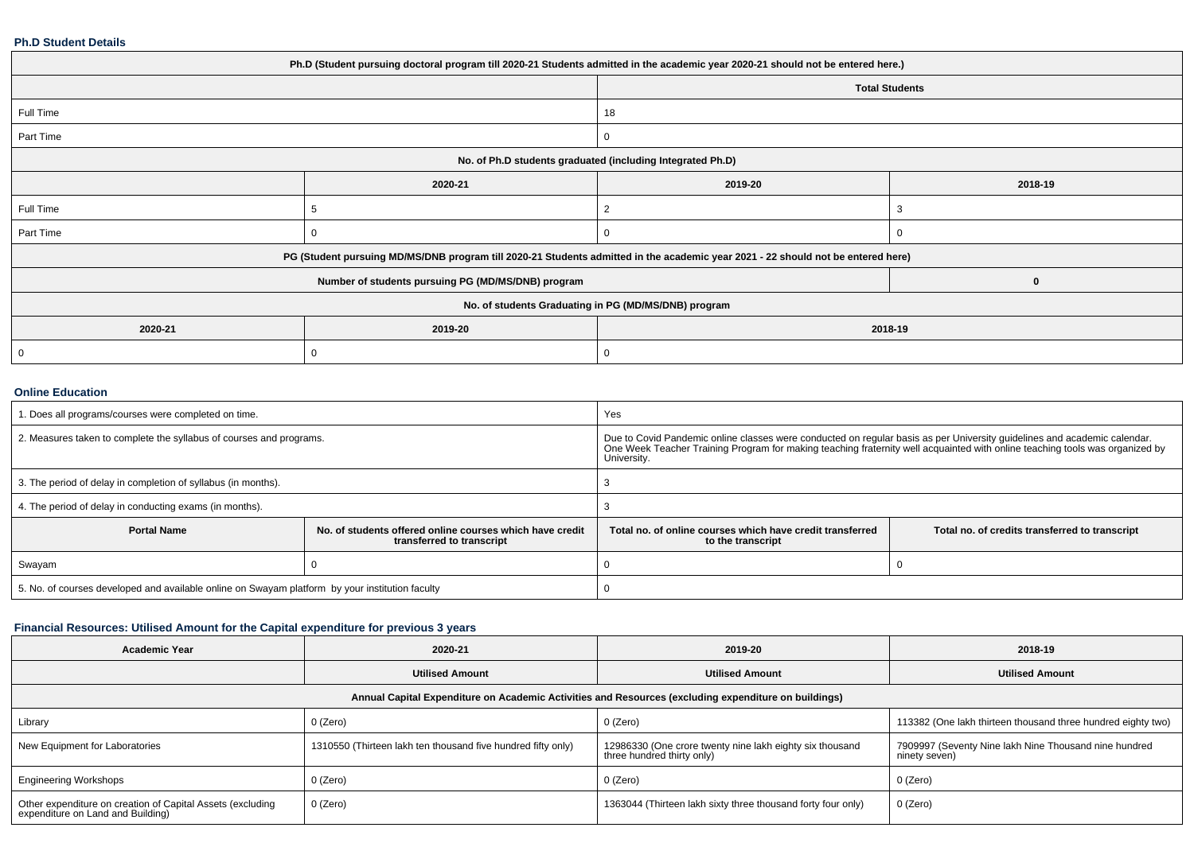### Ph.D Student Details

| Ph.D (Student pursuing doctoral program till 2020-21 Students admitted in the academic year 2020-21 should not be entered here.) | | | |
|---|---|---|---|
| | | Total Students | |
| Full Time | | 18 | |
| Part Time | | 0 | |
| No. of Ph.D students graduated (including Integrated Ph.D) | | | |
| | 2020-21 | 2019-20 | 2018-19 |
| Full Time | 5 | 2 | 3 |
| Part Time | 0 | 0 | 0 |
| PG (Student pursuing MD/MS/DNB program till 2020-21 Students admitted in the academic year 2021 - 22 should not be entered here) | | | |
| Number of students pursuing PG (MD/MS/DNB) program | | | 0 |
| No. of students Graduating in PG (MD/MS/DNB) program | | | |
| 2020-21 | 2019-20 | 2018-19 | |
| 0 | 0 | 0 | |

### Online Education

| 1. Does all programs/courses were completed on time. | | Yes | |
|---|---|---|---|
| 2. Measures taken to complete the syllabus of courses and programs. | | Due to Covid Pandemic online classes were conducted on regular basis as per University guidelines and academic calendar. One Week Teacher Training Program for making teaching fraternity well acquainted with online teaching tools was organized by University. | |
| 3. The period of delay in completion of syllabus (in months). | | 3 | |
| 4. The period of delay in conducting exams (in months). | | 3 | |
| **Portal Name** | **No. of students offered online courses which have credit transferred to transcript** | **Total no. of online courses which have credit transferred to the transcript** | **Total no. of credits transferred to transcript** |
| Swayam | 0 | 0 | 0 |
| 5. No. of courses developed and available online on Swayam platform by your institution faculty | | 0 | |

### Financial Resources: Utilised Amount for the Capital expenditure for previous 3 years

| Academic Year | 2020-21 | 2019-20 | 2018-19 |
|---|---|---|---|
| | Utilised Amount | Utilised Amount | Utilised Amount |
| Annual Capital Expenditure on Academic Activities and Resources (excluding expenditure on buildings) | | | |
| Library | 0 (Zero) | 0 (Zero) | 113382 (One lakh thirteen thousand three hundred eighty two) |
| New Equipment for Laboratories | 1310550 (Thirteen lakh ten thousand five hundred fifty only) | 12986330 (One crore twenty nine lakh eighty six thousand three hundred thirty only) | 7909997 (Seventy Nine lakh Nine Thousand nine hundred ninety seven) |
| Engineering Workshops | 0 (Zero) | 0 (Zero) | 0 (Zero) |
| Other expenditure on creation of Capital Assets (excluding expenditure on Land and Building) | 0 (Zero) | 1363044 (Thirteen lakh sixty three thousand forty four only) | 0 (Zero) |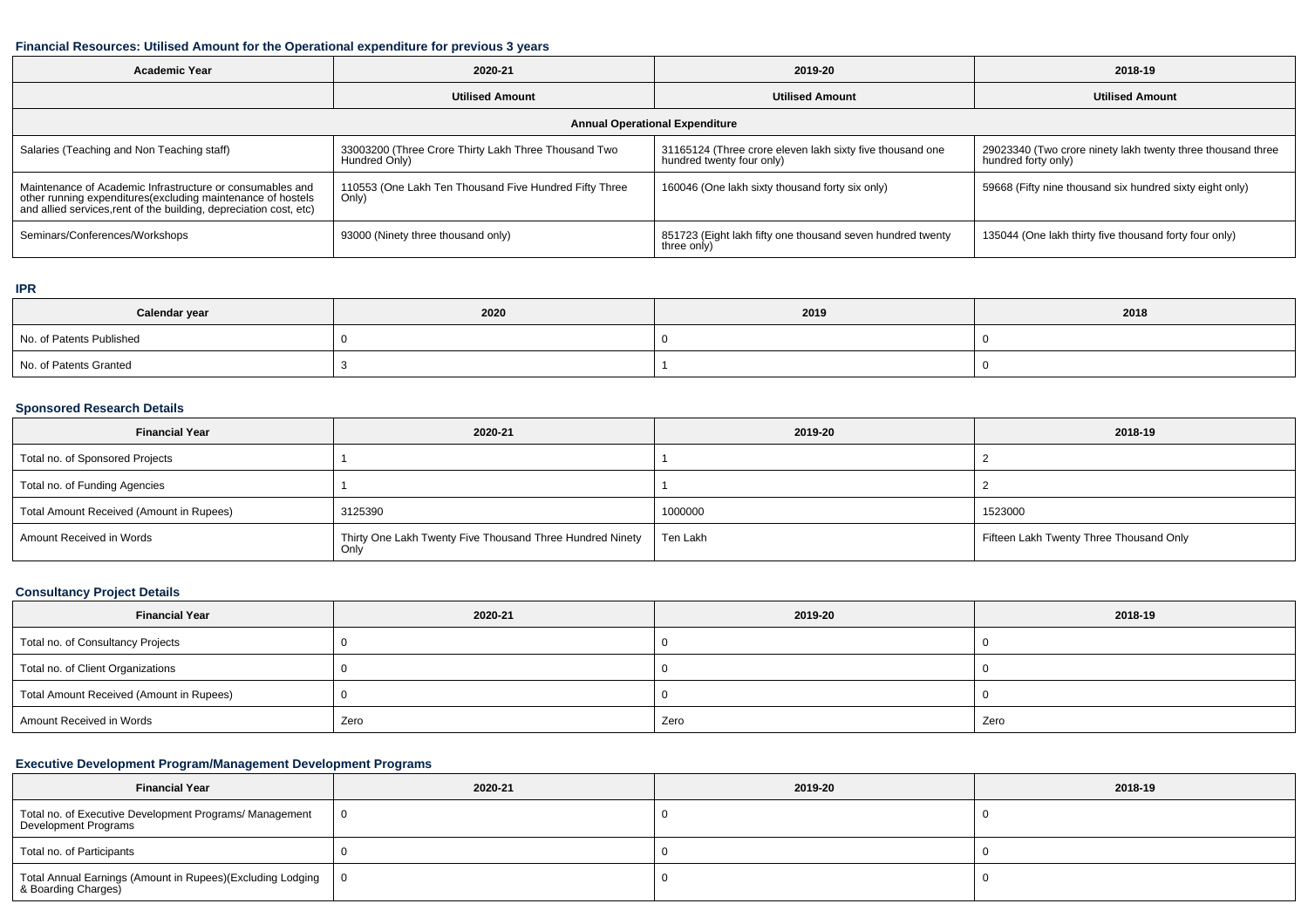### Financial Resources: Utilised Amount for the Operational expenditure for previous 3 years

| Academic Year | 2020-21 | 2019-20 | 2018-19 |
|---|---|---|---|
| | Utilised Amount | Utilised Amount | Utilised Amount |
| **Annual Operational Expenditure** | | | |
| Salaries (Teaching and Non Teaching staff) | 33003200 (Three Crore Thirty Lakh Three Thousand Two Hundred Only) | 31165124 (Three crore eleven lakh sixty five thousand one hundred twenty four only) | 29023340 (Two crore ninety lakh twenty three thousand three hundred forty only) |
| Maintenance of Academic Infrastructure or consumables and other running expenditures(excluding maintenance of hostels and allied services,rent of the building, depreciation cost, etc) | 110553 (One Lakh Ten Thousand Five Hundred Fifty Three Only) | 160046 (One lakh sixty thousand forty six only) | 59668 (Fifty nine thousand six hundred sixty eight only) |
| Seminars/Conferences/Workshops | 93000 (Ninety three thousand only) | 851723 (Eight lakh fifty one thousand seven hundred twenty three only) | 135044 (One lakh thirty five thousand forty four only) |

### IPR

| Calendar year | 2020 | 2019 | 2018 |
|---|---|---|---|
| No. of Patents Published | 0 | 0 | 0 |
| No. of Patents Granted | 3 | 1 | 0 |

### Sponsored Research Details

| Financial Year | 2020-21 | 2019-20 | 2018-19 |
|---|---|---|---|
| Total no. of Sponsored Projects | 1 | 1 | 2 |
| Total no. of Funding Agencies | 1 | 1 | 2 |
| Total Amount Received (Amount in Rupees) | 3125390 | 1000000 | 1523000 |
| Amount Received in Words | Thirty One Lakh Twenty Five Thousand Three Hundred Ninety Only | Ten Lakh | Fifteen Lakh Twenty Three Thousand Only |

### Consultancy Project Details

| Financial Year | 2020-21 | 2019-20 | 2018-19 |
|---|---|---|---|
| Total no. of Consultancy Projects | 0 | 0 | 0 |
| Total no. of Client Organizations | 0 | 0 | 0 |
| Total Amount Received (Amount in Rupees) | 0 | 0 | 0 |
| Amount Received in Words | Zero | Zero | Zero |

### Executive Development Program/Management Development Programs

| Financial Year | 2020-21 | 2019-20 | 2018-19 |
|---|---|---|---|
| Total no. of Executive Development Programs/ Management Development Programs | 0 | 0 | 0 |
| Total no. of Participants | 0 | 0 | 0 |
| Total Annual Earnings (Amount in Rupees)(Excluding Lodging & Boarding Charges) | 0 | 0 | 0 |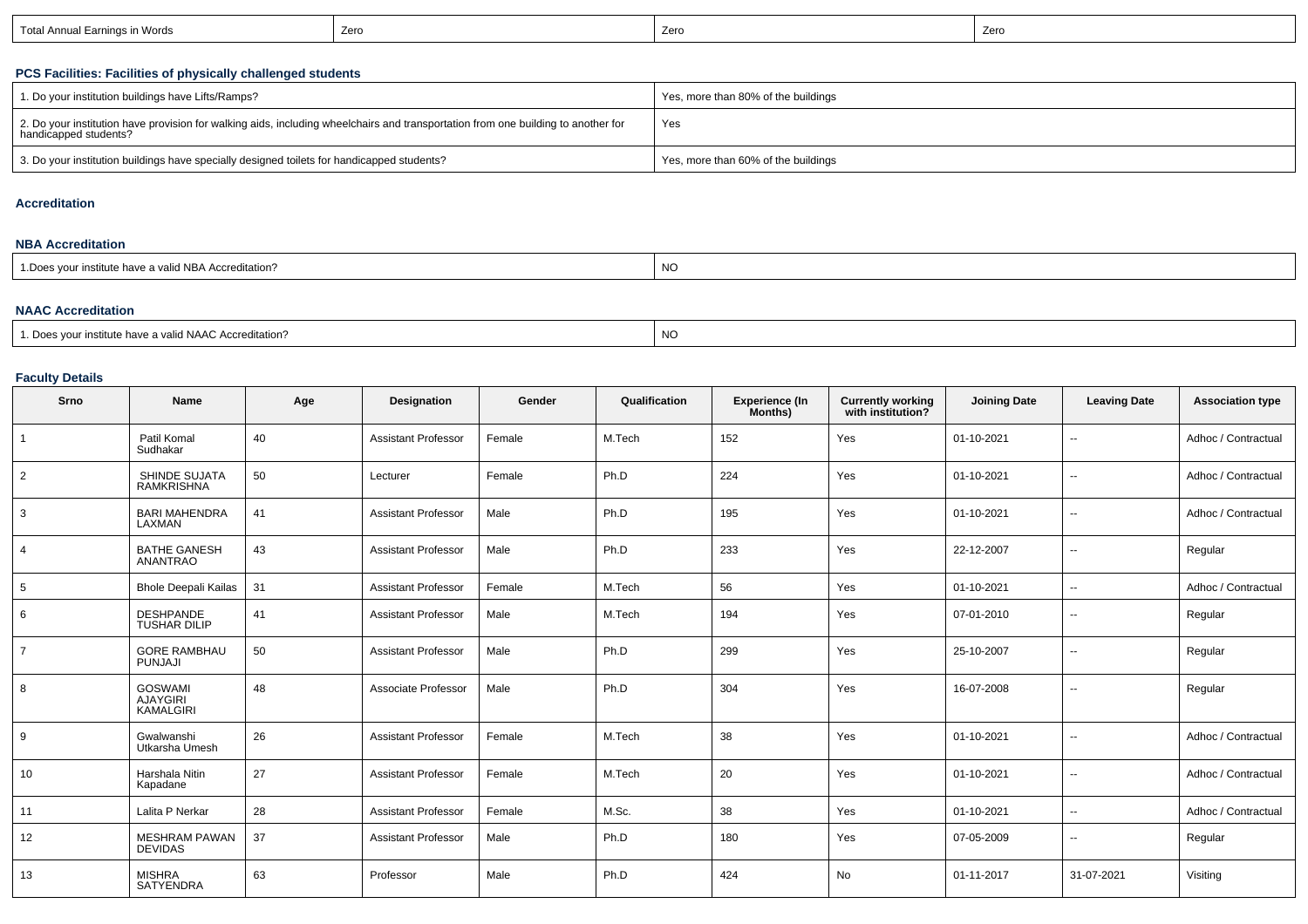| Total Annual Earnings in Words | Zero | Zero | Zero |
|---|---|---|---|

## PCS Facilities: Facilities of physically challenged students

| 1. Do your institution buildings have Lifts/Ramps? | Yes, more than 80% of the buildings |
|---|---|
| 2. Do your institution have provision for walking aids, including wheelchairs and transportation from one building to another for handicapped students? | Yes |
| 3. Do your institution buildings have specially designed toilets for handicapped students? | Yes, more than 60% of the buildings |

## Accreditation

### NBA Accreditation

| 1.Does your institute have a valid NBA Accreditation? | NO |
|---|---|

### NAAC Accreditation

| 1. Does your institute have a valid NAAC Accreditation? | NO |
|---|---|

## Faculty Details

| Srno | Name | Age | Designation | Gender | Qualification | Experience (In Months) | Currently working with institution? | Joining Date | Leaving Date | Association type |
|---|---|---|---|---|---|---|---|---|---|---|
| 1 | Patil Komal Sudhakar | 40 | Assistant Professor | Female | M.Tech | 152 | Yes | 01-10-2021 | -- | Adhoc / Contractual |
| 2 | SHINDE SUJATA RAMKRISHNA | 50 | Lecturer | Female | Ph.D | 224 | Yes | 01-10-2021 | -- | Adhoc / Contractual |
| 3 | BARI MAHENDRA LAXMAN | 41 | Assistant Professor | Male | Ph.D | 195 | Yes | 01-10-2021 | -- | Adhoc / Contractual |
| 4 | BATHE GANESH ANANTRAO | 43 | Assistant Professor | Male | Ph.D | 233 | Yes | 22-12-2007 | -- | Regular |
| 5 | Bhole Deepali Kailas | 31 | Assistant Professor | Female | M.Tech | 56 | Yes | 01-10-2021 | -- | Adhoc / Contractual |
| 6 | DESHPANDE TUSHAR DILIP | 41 | Assistant Professor | Male | M.Tech | 194 | Yes | 07-01-2010 | -- | Regular |
| 7 | GORE RAMBHAU PUNJAJI | 50 | Assistant Professor | Male | Ph.D | 299 | Yes | 25-10-2007 | -- | Regular |
| 8 | GOSWAMI AJAYGIRI KAMALGIRI | 48 | Associate Professor | Male | Ph.D | 304 | Yes | 16-07-2008 | -- | Regular |
| 9 | Gwalwanshi Utkarsha Umesh | 26 | Assistant Professor | Female | M.Tech | 38 | Yes | 01-10-2021 | -- | Adhoc / Contractual |
| 10 | Harshala Nitin Kapadane | 27 | Assistant Professor | Female | M.Tech | 20 | Yes | 01-10-2021 | -- | Adhoc / Contractual |
| 11 | Lalita P Nerkar | 28 | Assistant Professor | Female | M.Sc. | 38 | Yes | 01-10-2021 | -- | Adhoc / Contractual |
| 12 | MESHRAM PAWAN DEVIDAS | 37 | Assistant Professor | Male | Ph.D | 180 | Yes | 07-05-2009 | -- | Regular |
| 13 | MISHRA SATYENDRA | 63 | Professor | Male | Ph.D | 424 | No | 01-11-2017 | 31-07-2021 | Visiting |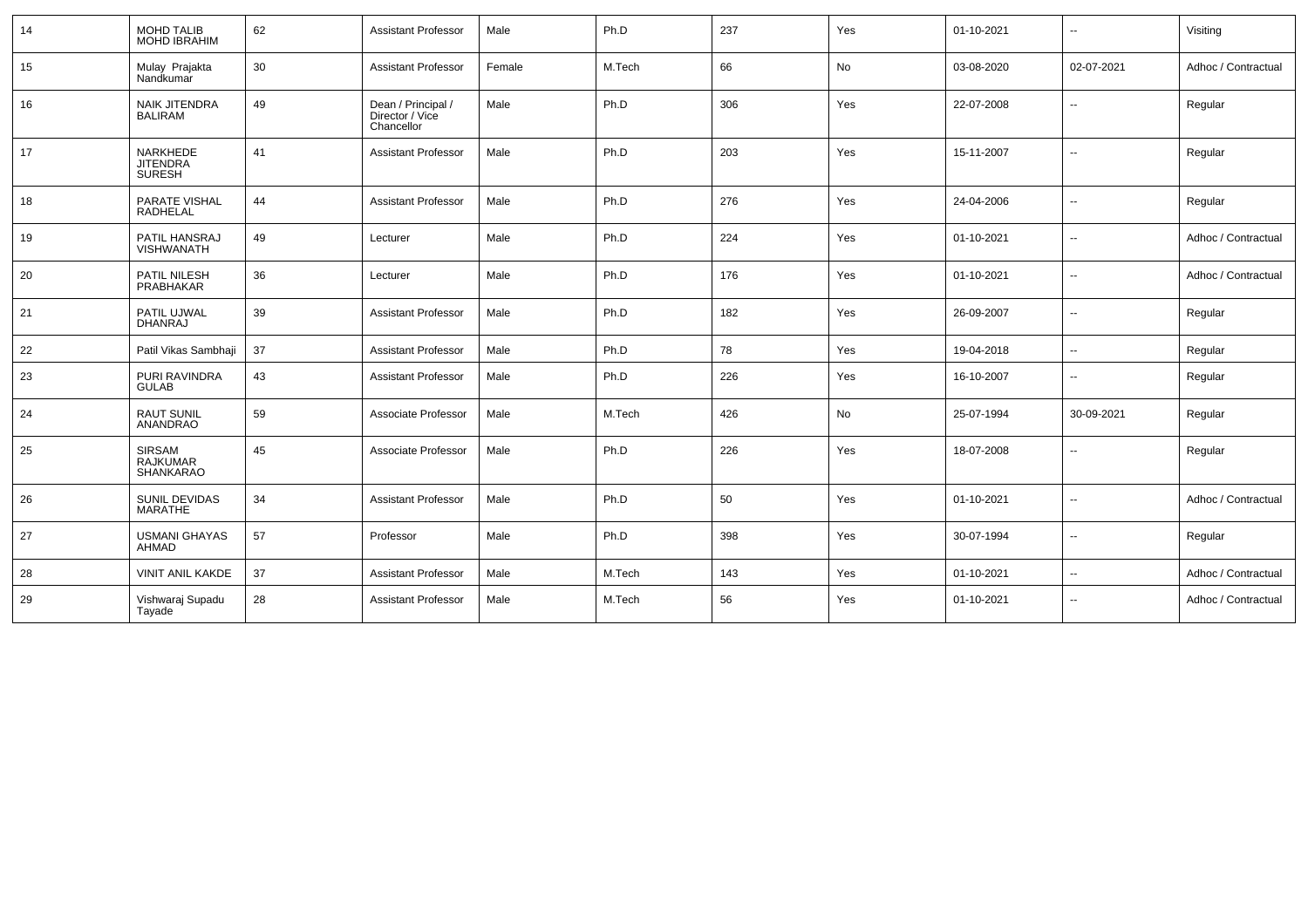| | | | | | | | | | | |
|---|---|---|---|---|---|---|---|---|---|---|
| 14 | MOHD TALIB MOHD IBRAHIM | 62 | Assistant Professor | Male | Ph.D | 237 | Yes | 01-10-2021 | -- | Visiting |
| 15 | Mulay Prajakta Nandkumar | 30 | Assistant Professor | Female | M.Tech | 66 | No | 03-08-2020 | 02-07-2021 | Adhoc / Contractual |
| 16 | NAIK JITENDRA BALIRAM | 49 | Dean / Principal / Director / Vice Chancellor | Male | Ph.D | 306 | Yes | 22-07-2008 | -- | Regular |
| 17 | NARKHEDE JITENDRA SURESH | 41 | Assistant Professor | Male | Ph.D | 203 | Yes | 15-11-2007 | -- | Regular |
| 18 | PARATE VISHAL RADHELAL | 44 | Assistant Professor | Male | Ph.D | 276 | Yes | 24-04-2006 | -- | Regular |
| 19 | PATIL HANSRAJ VISHWANATH | 49 | Lecturer | Male | Ph.D | 224 | Yes | 01-10-2021 | -- | Adhoc / Contractual |
| 20 | PATIL NILESH PRABHAKAR | 36 | Lecturer | Male | Ph.D | 176 | Yes | 01-10-2021 | -- | Adhoc / Contractual |
| 21 | PATIL UJWAL DHANRAJ | 39 | Assistant Professor | Male | Ph.D | 182 | Yes | 26-09-2007 | -- | Regular |
| 22 | Patil Vikas Sambhaji | 37 | Assistant Professor | Male | Ph.D | 78 | Yes | 19-04-2018 | -- | Regular |
| 23 | PURI RAVINDRA GULAB | 43 | Assistant Professor | Male | Ph.D | 226 | Yes | 16-10-2007 | -- | Regular |
| 24 | RAUT SUNIL ANANDRAO | 59 | Associate Professor | Male | M.Tech | 426 | No | 25-07-1994 | 30-09-2021 | Regular |
| 25 | SIRSAM RAJKUMAR SHANKARAO | 45 | Associate Professor | Male | Ph.D | 226 | Yes | 18-07-2008 | -- | Regular |
| 26 | SUNIL DEVIDAS MARATHE | 34 | Assistant Professor | Male | Ph.D | 50 | Yes | 01-10-2021 | -- | Adhoc / Contractual |
| 27 | USMANI GHAYAS AHMAD | 57 | Professor | Male | Ph.D | 398 | Yes | 30-07-1994 | -- | Regular |
| 28 | VINIT ANIL KAKDE | 37 | Assistant Professor | Male | M.Tech | 143 | Yes | 01-10-2021 | -- | Adhoc / Contractual |
| 29 | Vishwaraj Supadu Tayade | 28 | Assistant Professor | Male | M.Tech | 56 | Yes | 01-10-2021 | -- | Adhoc / Contractual |